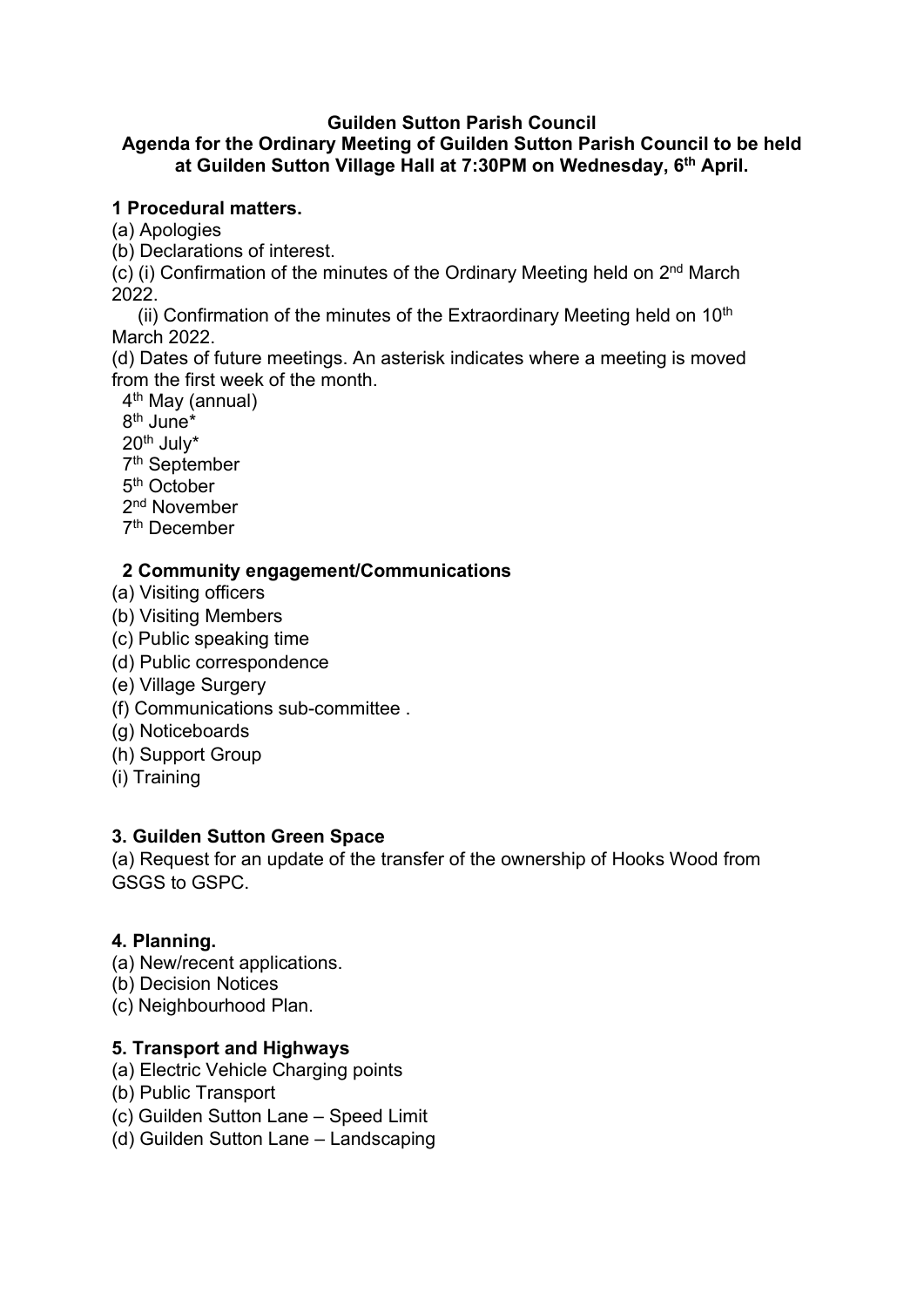**Guilden Sutton Parish Council**

**Agenda for the Ordinary Meeting of Guilden Sutton Parish Council to be held at Guilden Sutton Village Hall at 7:30PM on Wednesday, 6th April.**

**1 Procedural matters.**

(a) Apologies

(b) Declarations of interest.

(c) (i) Confirmation of the minutes of the Ordinary Meeting held on 2nd March 2022.

(ii) Confirmation of the minutes of the Extraordinary Meeting held on 10th March 2022.

(d) Dates of future meetings. An asterisk indicates where a meeting is moved from the first week of the month.

4th May (annual)
8th June*
20th July*
7th September
5th October
2nd November
7th December

**2 Community engagement/Communications**

(a) Visiting officers
(b) Visiting Members
(c) Public speaking time
(d) Public correspondence
(e) Village Surgery
(f) Communications sub-committee .
(g) Noticeboards
(h) Support Group
(i) Training

**3. Guilden Sutton Green Space**

(a) Request for an update of the transfer of the ownership of Hooks Wood from GSGS to GSPC.

**4. Planning.**

(a) New/recent applications.
(b) Decision Notices
(c) Neighbourhood Plan.

**5. Transport and Highways**

(a) Electric Vehicle Charging points
(b) Public Transport
(c) Guilden Sutton Lane – Speed Limit
(d) Guilden Sutton Lane – Landscaping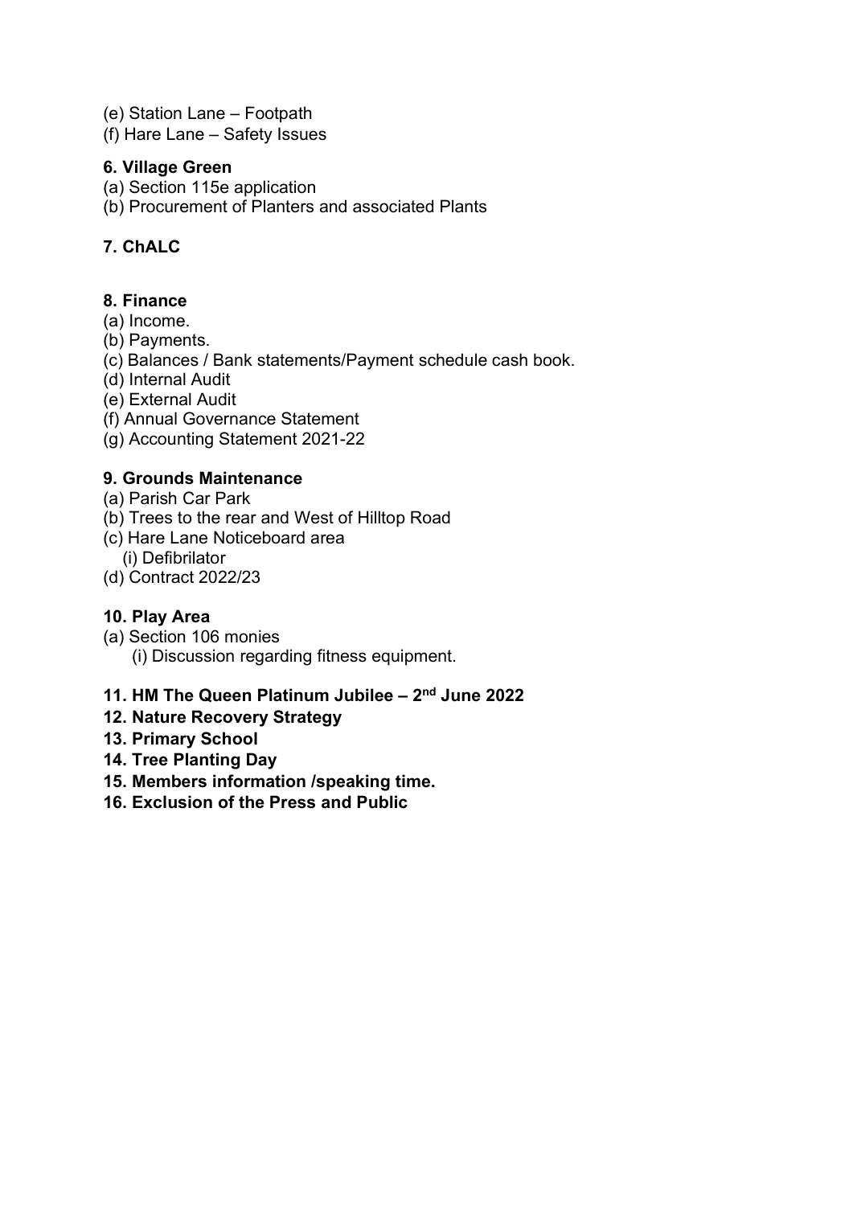(e) Station Lane – Footpath
(f) Hare Lane – Safety Issues

**6. Village Green**

(a) Section 115e application
(b) Procurement of Planters and associated Plants

**7. ChALC**

**8. Finance**

(a) Income.
(b) Payments.
(c) Balances / Bank statements/Payment schedule cash book.
(d) Internal Audit
(e) External Audit
(f) Annual Governance Statement
(g) Accounting Statement 2021-22

**9. Grounds Maintenance**

(a) Parish Car Park
(b) Trees to the rear and West of Hilltop Road
(c) Hare Lane Noticeboard area
   (i) Defibrilator
(d) Contract 2022/23

**10. Play Area**

(a) Section 106 monies
   (i) Discussion regarding fitness equipment.

**11. HM The Queen Platinum Jubilee – 2nd June 2022**

**12. Nature Recovery Strategy**

**13. Primary School**

**14. Tree Planting Day**

**15. Members information /speaking time.**

**16. Exclusion of the Press and Public**